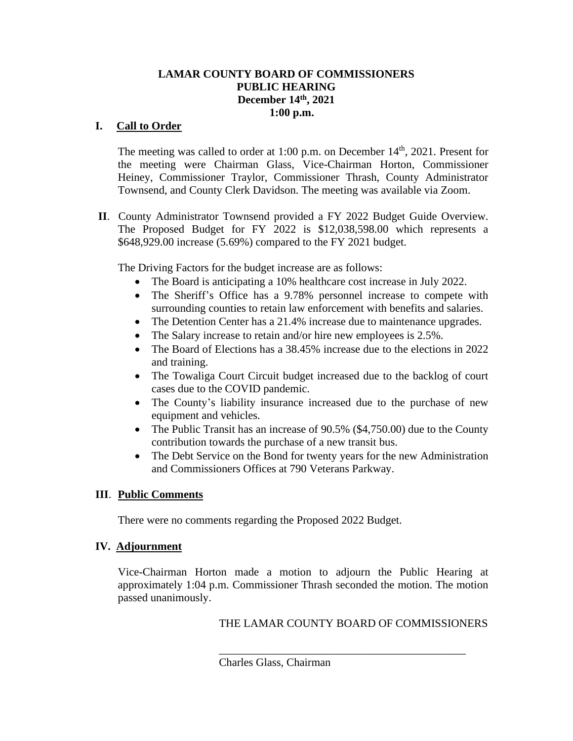# LAMAR COUNTY BOARD OF COMMISSIONERS
## PUBLIC HEARING
## December 14th, 2021
## 1:00 p.m.

**I. Call to Order**

The meeting was called to order at 1:00 p.m. on December 14th, 2021. Present for the meeting were Chairman Glass, Vice-Chairman Horton, Commissioner Heiney, Commissioner Traylor, Commissioner Thrash, County Administrator Townsend, and County Clerk Davidson. The meeting was available via Zoom.

**II**. County Administrator Townsend provided a FY 2022 Budget Guide Overview. The Proposed Budget for FY 2022 is $12,038,598.00 which represents a $648,929.00 increase (5.69%) compared to the FY 2021 budget.

The Driving Factors for the budget increase are as follows:

- The Board is anticipating a 10% healthcare cost increase in July 2022.
- The Sheriff's Office has a 9.78% personnel increase to compete with surrounding counties to retain law enforcement with benefits and salaries.
- The Detention Center has a 21.4% increase due to maintenance upgrades.
- The Salary increase to retain and/or hire new employees is 2.5%.
- The Board of Elections has a 38.45% increase due to the elections in 2022 and training.
- The Towaliga Court Circuit budget increased due to the backlog of court cases due to the COVID pandemic.
- The County's liability insurance increased due to the purchase of new equipment and vehicles.
- The Public Transit has an increase of 90.5% ($4,750.00) due to the County contribution towards the purchase of a new transit bus.
- The Debt Service on the Bond for twenty years for the new Administration and Commissioners Offices at 790 Veterans Parkway.

**III. Public Comments**

There were no comments regarding the Proposed 2022 Budget.

**IV. Adjournment**

Vice-Chairman Horton made a motion to adjourn the Public Hearing at approximately 1:04 p.m. Commissioner Thrash seconded the motion. The motion passed unanimously.

THE LAMAR COUNTY BOARD OF COMMISSIONERS

\_\_\_\_\_\_\_\_\_\_\_\_\_\_\_\_\_\_\_\_\_\_\_\_\_\_\_\_\_\_\_\_\_\_\_\_\_\_\_\_\_\_\_\_

Charles Glass, Chairman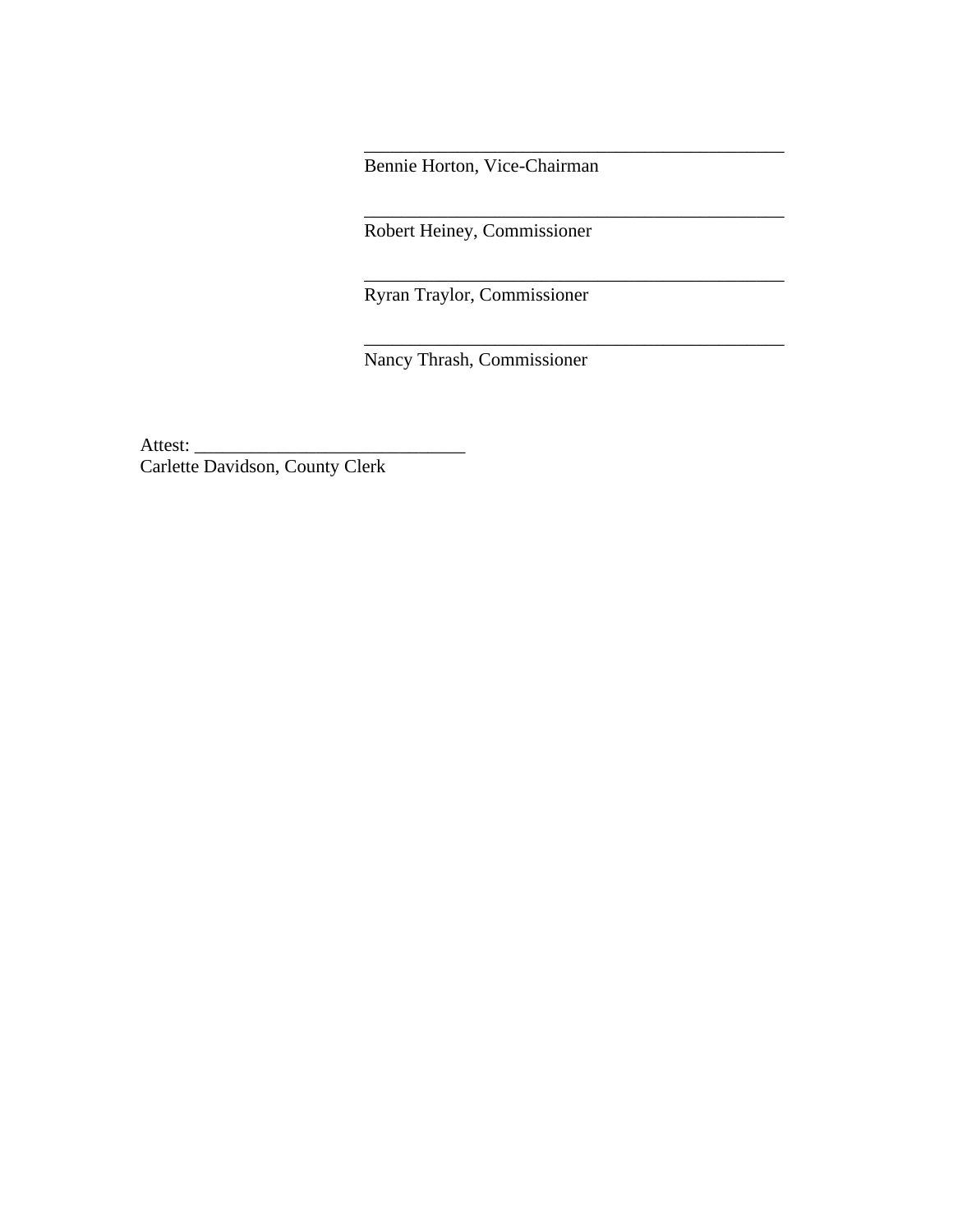\_\_\_\_\_\_\_\_\_\_\_\_\_\_\_\_\_\_\_\_\_\_\_\_\_\_\_\_\_\_\_\_\_\_\_\_\_\_\_\_\_\_\_\_\_\_
Bennie Horton, Vice-Chairman

\_\_\_\_\_\_\_\_\_\_\_\_\_\_\_\_\_\_\_\_\_\_\_\_\_\_\_\_\_\_\_\_\_\_\_\_\_\_\_\_\_\_\_\_\_\_
Robert Heiney, Commissioner

\_\_\_\_\_\_\_\_\_\_\_\_\_\_\_\_\_\_\_\_\_\_\_\_\_\_\_\_\_\_\_\_\_\_\_\_\_\_\_\_\_\_\_\_\_\_
Ryran Traylor, Commissioner

\_\_\_\_\_\_\_\_\_\_\_\_\_\_\_\_\_\_\_\_\_\_\_\_\_\_\_\_\_\_\_\_\_\_\_\_\_\_\_\_\_\_\_\_\_\_
Nancy Thrash, Commissioner

Attest: \_\_\_\_\_\_\_\_\_\_\_\_\_\_\_\_\_\_\_\_\_\_\_\_\_\_\_\_\_\_
Carlette Davidson, County Clerk